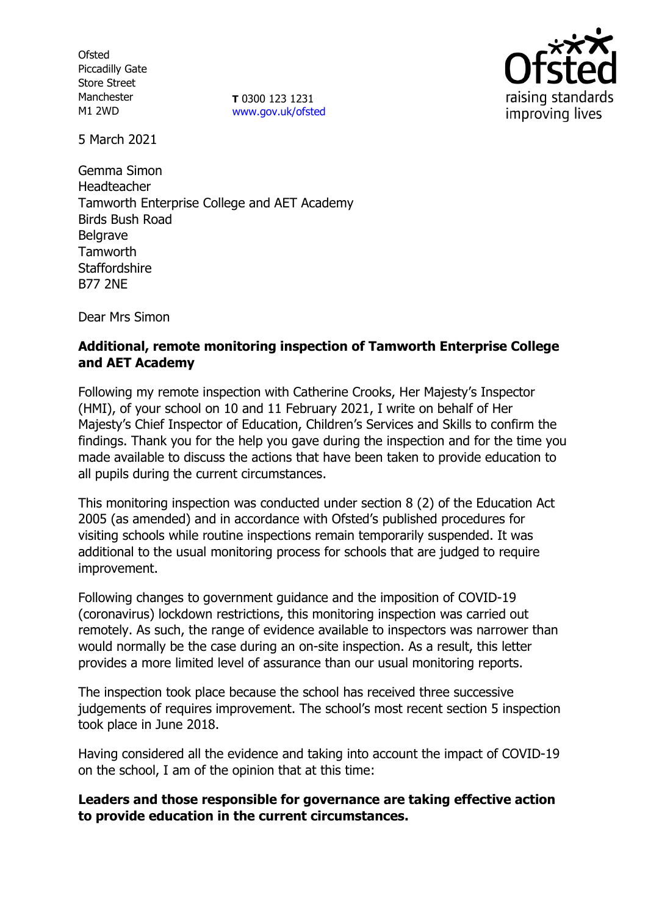Ofsted
Piccadilly Gate
Store Street
Manchester
M1 2WD

**T** 0300 123 1231
www.gov.uk/ofsted

5 March 2021

Gemma Simon
Headteacher
Tamworth Enterprise College and AET Academy
Birds Bush Road
Belgrave
Tamworth
Staffordshire
B77 2NE

Dear Mrs Simon

**Additional, remote monitoring inspection of Tamworth Enterprise College and AET Academy**

Following my remote inspection with Catherine Crooks, Her Majesty's Inspector (HMI), of your school on 10 and 11 February 2021, I write on behalf of Her Majesty's Chief Inspector of Education, Children's Services and Skills to confirm the findings. Thank you for the help you gave during the inspection and for the time you made available to discuss the actions that have been taken to provide education to all pupils during the current circumstances.

This monitoring inspection was conducted under section 8 (2) of the Education Act 2005 (as amended) and in accordance with Ofsted's published procedures for visiting schools while routine inspections remain temporarily suspended. It was additional to the usual monitoring process for schools that are judged to require improvement.

Following changes to government guidance and the imposition of COVID-19 (coronavirus) lockdown restrictions, this monitoring inspection was carried out remotely. As such, the range of evidence available to inspectors was narrower than would normally be the case during an on-site inspection. As a result, this letter provides a more limited level of assurance than our usual monitoring reports.

The inspection took place because the school has received three successive judgements of requires improvement. The school's most recent section 5 inspection took place in June 2018.

Having considered all the evidence and taking into account the impact of COVID-19 on the school, I am of the opinion that at this time:

**Leaders and those responsible for governance are taking effective action to provide education in the current circumstances.**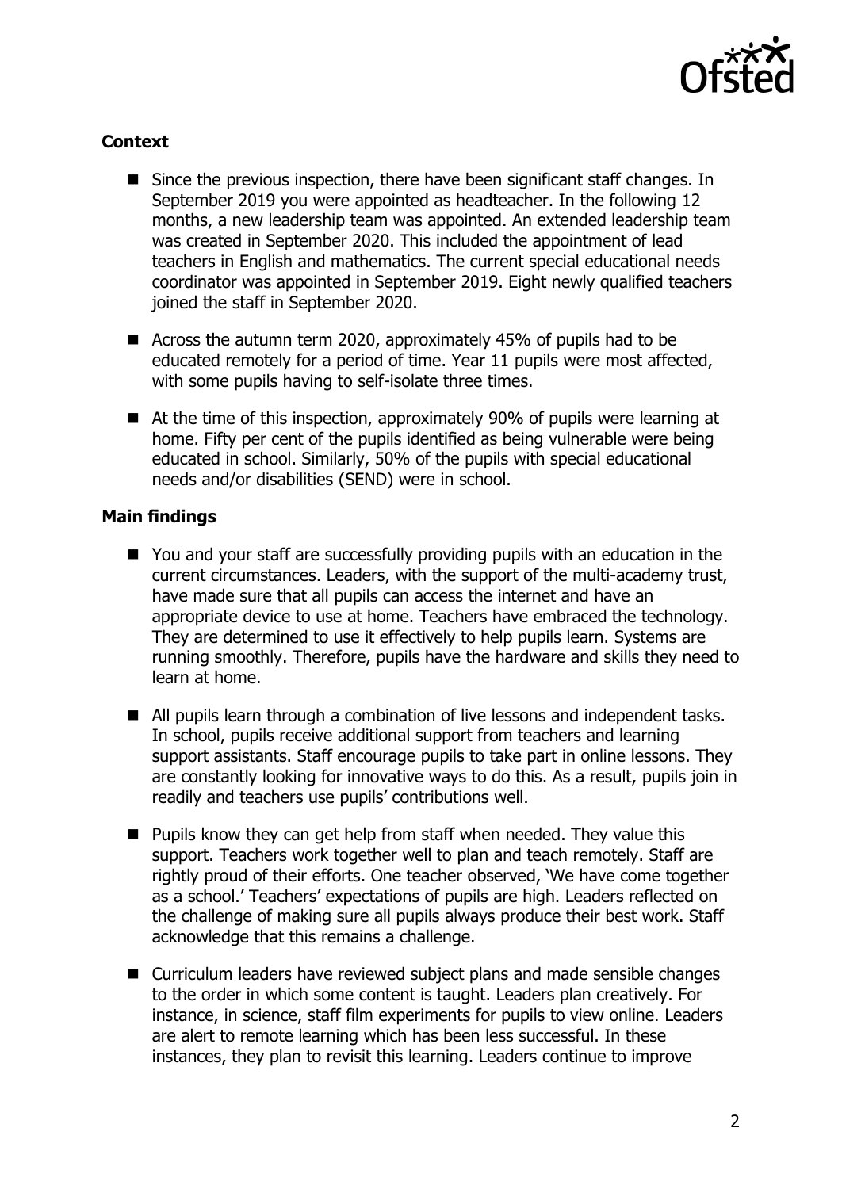### Context

- Since the previous inspection, there have been significant staff changes. In September 2019 you were appointed as headteacher. In the following 12 months, a new leadership team was appointed. An extended leadership team was created in September 2020. This included the appointment of lead teachers in English and mathematics. The current special educational needs coordinator was appointed in September 2019. Eight newly qualified teachers joined the staff in September 2020.
- Across the autumn term 2020, approximately 45% of pupils had to be educated remotely for a period of time. Year 11 pupils were most affected, with some pupils having to self-isolate three times.
- At the time of this inspection, approximately 90% of pupils were learning at home. Fifty per cent of the pupils identified as being vulnerable were being educated in school. Similarly, 50% of the pupils with special educational needs and/or disabilities (SEND) were in school.

### Main findings

- You and your staff are successfully providing pupils with an education in the current circumstances. Leaders, with the support of the multi-academy trust, have made sure that all pupils can access the internet and have an appropriate device to use at home. Teachers have embraced the technology. They are determined to use it effectively to help pupils learn. Systems are running smoothly. Therefore, pupils have the hardware and skills they need to learn at home.
- All pupils learn through a combination of live lessons and independent tasks. In school, pupils receive additional support from teachers and learning support assistants. Staff encourage pupils to take part in online lessons. They are constantly looking for innovative ways to do this. As a result, pupils join in readily and teachers use pupils' contributions well.
- Pupils know they can get help from staff when needed. They value this support. Teachers work together well to plan and teach remotely. Staff are rightly proud of their efforts. One teacher observed, 'We have come together as a school.' Teachers' expectations of pupils are high. Leaders reflected on the challenge of making sure all pupils always produce their best work. Staff acknowledge that this remains a challenge.
- Curriculum leaders have reviewed subject plans and made sensible changes to the order in which some content is taught. Leaders plan creatively. For instance, in science, staff film experiments for pupils to view online. Leaders are alert to remote learning which has been less successful. In these instances, they plan to revisit this learning. Leaders continue to improve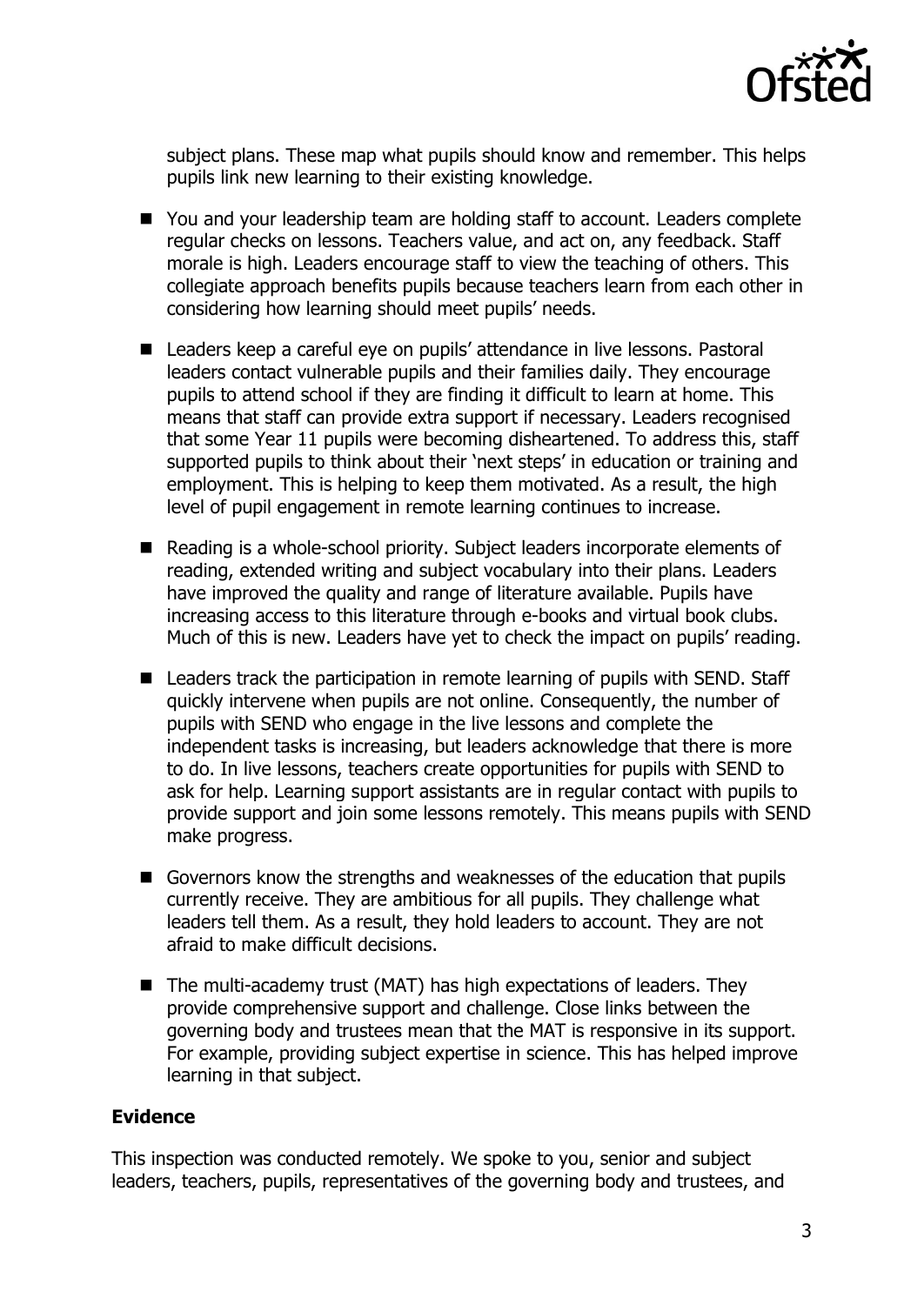subject plans. These map what pupils should know and remember. This helps pupils link new learning to their existing knowledge.

- You and your leadership team are holding staff to account. Leaders complete regular checks on lessons. Teachers value, and act on, any feedback. Staff morale is high. Leaders encourage staff to view the teaching of others. This collegiate approach benefits pupils because teachers learn from each other in considering how learning should meet pupils' needs.
- Leaders keep a careful eye on pupils' attendance in live lessons. Pastoral leaders contact vulnerable pupils and their families daily. They encourage pupils to attend school if they are finding it difficult to learn at home. This means that staff can provide extra support if necessary. Leaders recognised that some Year 11 pupils were becoming disheartened. To address this, staff supported pupils to think about their 'next steps' in education or training and employment. This is helping to keep them motivated. As a result, the high level of pupil engagement in remote learning continues to increase.
- Reading is a whole-school priority. Subject leaders incorporate elements of reading, extended writing and subject vocabulary into their plans. Leaders have improved the quality and range of literature available. Pupils have increasing access to this literature through e-books and virtual book clubs. Much of this is new. Leaders have yet to check the impact on pupils' reading.
- Leaders track the participation in remote learning of pupils with SEND. Staff quickly intervene when pupils are not online. Consequently, the number of pupils with SEND who engage in the live lessons and complete the independent tasks is increasing, but leaders acknowledge that there is more to do. In live lessons, teachers create opportunities for pupils with SEND to ask for help. Learning support assistants are in regular contact with pupils to provide support and join some lessons remotely. This means pupils with SEND make progress.
- Governors know the strengths and weaknesses of the education that pupils currently receive. They are ambitious for all pupils. They challenge what leaders tell them. As a result, they hold leaders to account. They are not afraid to make difficult decisions.
- The multi-academy trust (MAT) has high expectations of leaders. They provide comprehensive support and challenge. Close links between the governing body and trustees mean that the MAT is responsive in its support. For example, providing subject expertise in science. This has helped improve learning in that subject.

**Evidence**

This inspection was conducted remotely. We spoke to you, senior and subject leaders, teachers, pupils, representatives of the governing body and trustees, and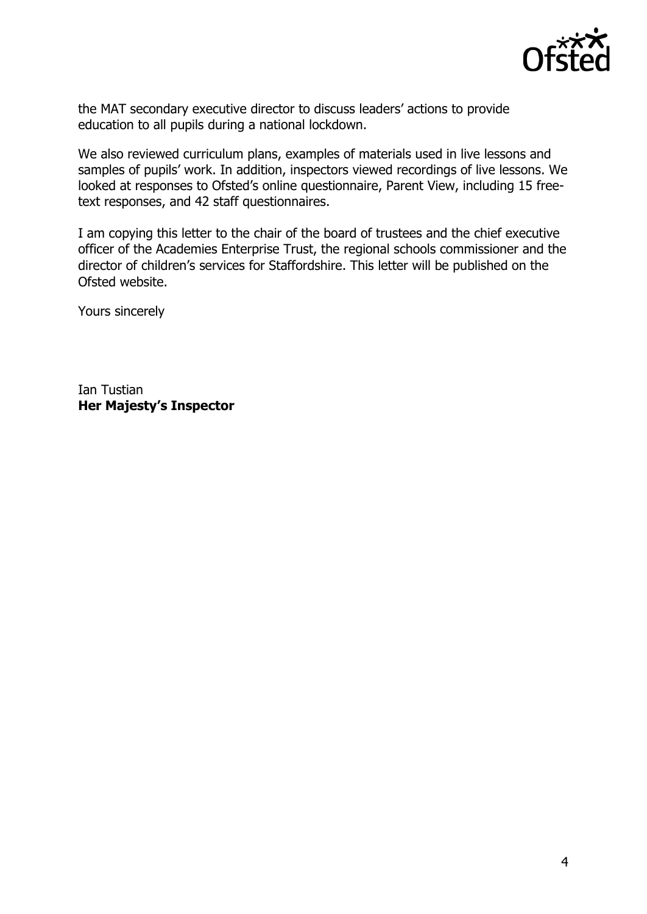the MAT secondary executive director to discuss leaders' actions to provide education to all pupils during a national lockdown.

We also reviewed curriculum plans, examples of materials used in live lessons and samples of pupils' work. In addition, inspectors viewed recordings of live lessons. We looked at responses to Ofsted's online questionnaire, Parent View, including 15 free-text responses, and 42 staff questionnaires.

I am copying this letter to the chair of the board of trustees and the chief executive officer of the Academies Enterprise Trust, the regional schools commissioner and the director of children's services for Staffordshire. This letter will be published on the Ofsted website.

Yours sincerely

Ian Tustian
**Her Majesty's Inspector**